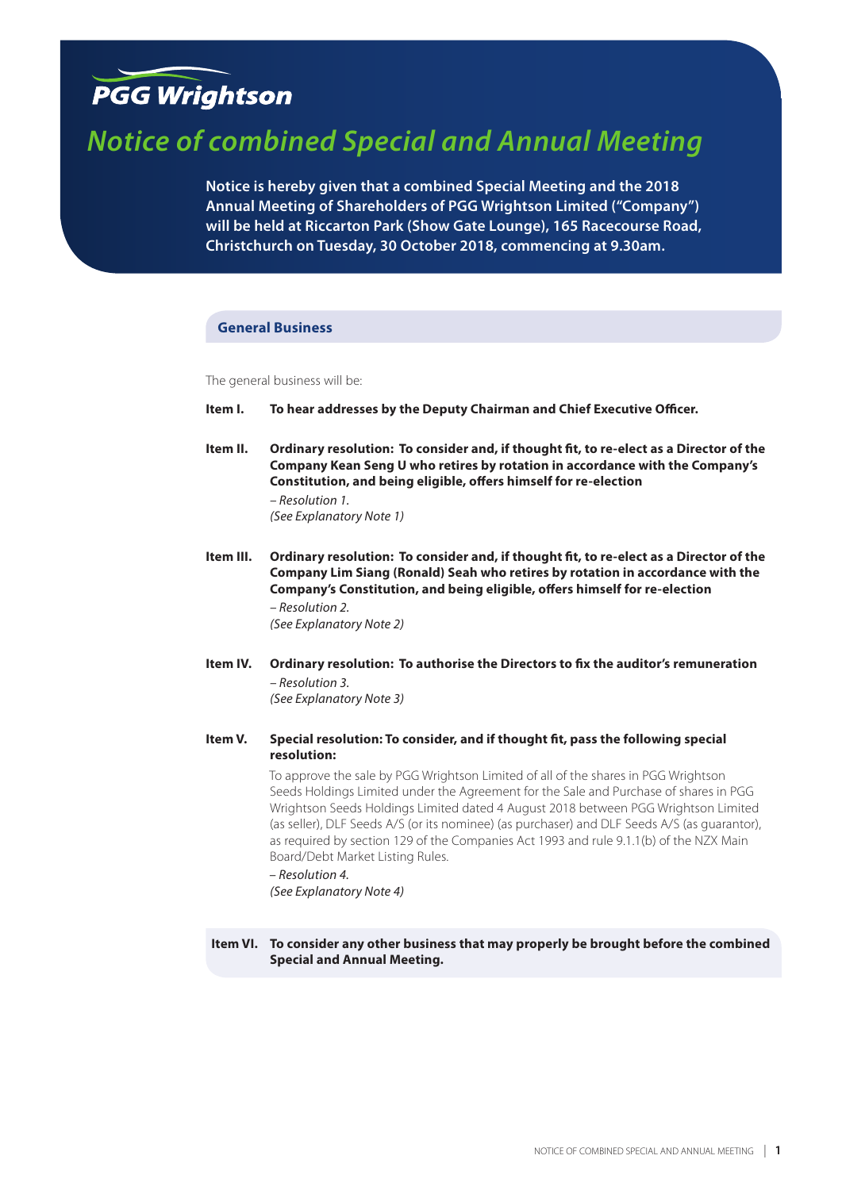PGG Wrightson

# Notice of combined Special and Annual Meeting

**Notice is hereby given that a combined Special Meeting and the 2018 Annual Meeting of Shareholders of PGG Wrightson Limited ("Company") will be held at Riccarton Park (Show Gate Lounge), 165 Racecourse Road, Christchurch on Tuesday, 30 October 2018, commencing at 9.30am.**

## General Business

The general business will be:

**Item I. To hear addresses by the Deputy Chairman and Chief Executive Officer.**

**Item II. Ordinary resolution: To consider and, if thought fit, to re-elect as a Director of the Company Kean Seng U who retires by rotation in accordance with the Company's Constitution, and being eligible, offers himself for re-election**

*– Resolution 1.*
*(See Explanatory Note 1)*

**Item III. Ordinary resolution: To consider and, if thought fit, to re-elect as a Director of the Company Lim Siang (Ronald) Seah who retires by rotation in accordance with the Company's Constitution, and being eligible, offers himself for re-election**

*– Resolution 2.*
*(See Explanatory Note 2)*

**Item IV. Ordinary resolution: To authorise the Directors to fix the auditor's remuneration**

*– Resolution 3.*
*(See Explanatory Note 3)*

**Item V. Special resolution: To consider, and if thought fit, pass the following special resolution:**

To approve the sale by PGG Wrightson Limited of all of the shares in PGG Wrightson Seeds Holdings Limited under the Agreement for the Sale and Purchase of shares in PGG Wrightson Seeds Holdings Limited dated 4 August 2018 between PGG Wrightson Limited (as seller), DLF Seeds A/S (or its nominee) (as purchaser) and DLF Seeds A/S (as guarantor), as required by section 129 of the Companies Act 1993 and rule 9.1.1(b) of the NZX Main Board/Debt Market Listing Rules.

*– Resolution 4.*
*(See Explanatory Note 4)*

**Item VI. To consider any other business that may properly be brought before the combined Special and Annual Meeting.**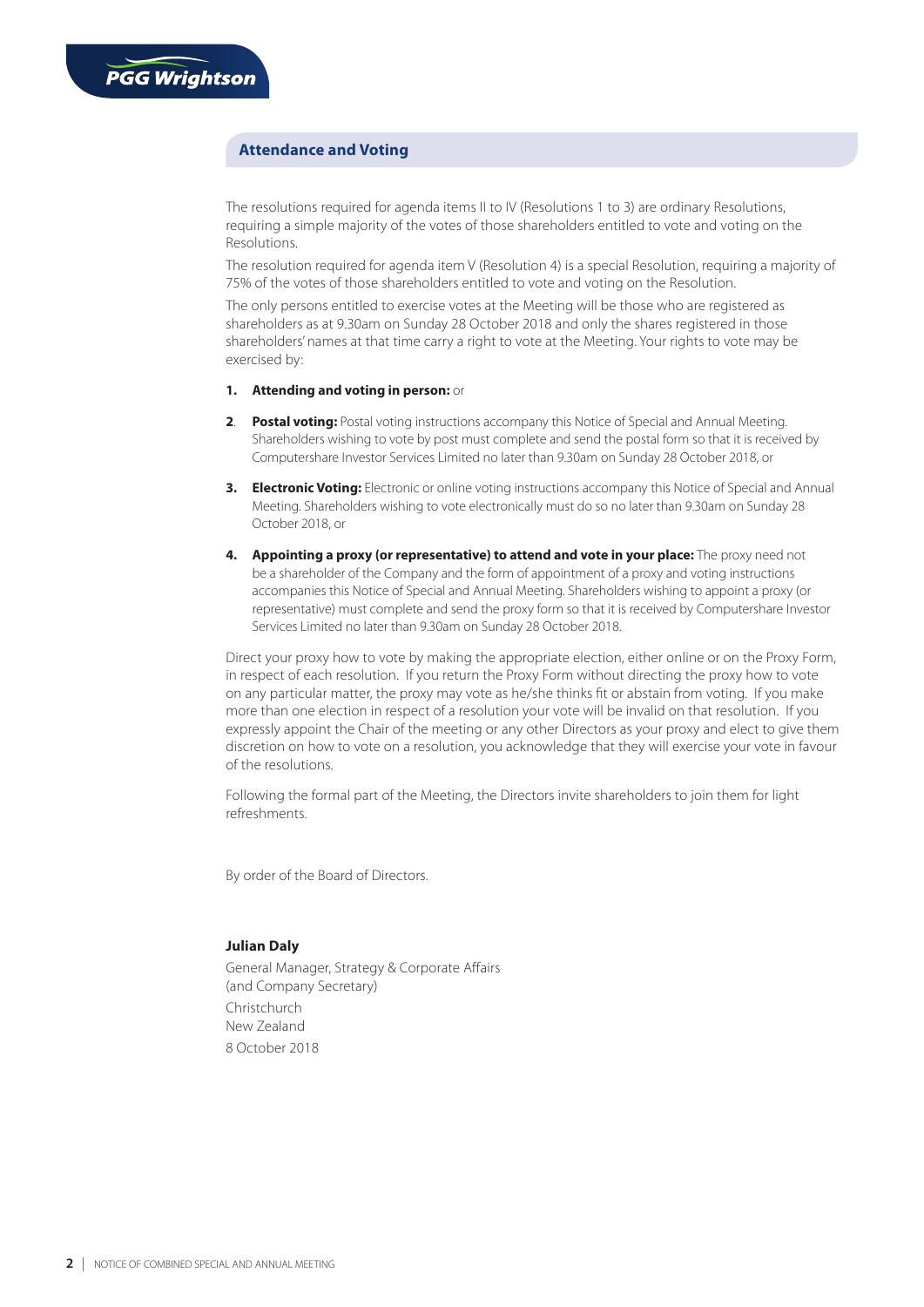## Attendance and Voting

The resolutions required for agenda items II to IV (Resolutions 1 to 3) are ordinary Resolutions, requiring a simple majority of the votes of those shareholders entitled to vote and voting on the Resolutions.

The resolution required for agenda item V (Resolution 4) is a special Resolution, requiring a majority of 75% of the votes of those shareholders entitled to vote and voting on the Resolution.

The only persons entitled to exercise votes at the Meeting will be those who are registered as shareholders as at 9.30am on Sunday 28 October 2018 and only the shares registered in those shareholders' names at that time carry a right to vote at the Meeting. Your rights to vote may be exercised by:

1. **Attending and voting in person:** or
2. **Postal voting:** Postal voting instructions accompany this Notice of Special and Annual Meeting. Shareholders wishing to vote by post must complete and send the postal form so that it is received by Computershare Investor Services Limited no later than 9.30am on Sunday 28 October 2018, or
3. **Electronic Voting:** Electronic or online voting instructions accompany this Notice of Special and Annual Meeting. Shareholders wishing to vote electronically must do so no later than 9.30am on Sunday 28 October 2018, or
4. **Appointing a proxy (or representative) to attend and vote in your place:** The proxy need not be a shareholder of the Company and the form of appointment of a proxy and voting instructions accompanies this Notice of Special and Annual Meeting. Shareholders wishing to appoint a proxy (or representative) must complete and send the proxy form so that it is received by Computershare Investor Services Limited no later than 9.30am on Sunday 28 October 2018.

Direct your proxy how to vote by making the appropriate election, either online or on the Proxy Form, in respect of each resolution. If you return the Proxy Form without directing the proxy how to vote on any particular matter, the proxy may vote as he/she thinks fit or abstain from voting. If you make more than one election in respect of a resolution your vote will be invalid on that resolution. If you expressly appoint the Chair of the meeting or any other Directors as your proxy and elect to give them discretion on how to vote on a resolution, you acknowledge that they will exercise your vote in favour of the resolutions.

Following the formal part of the Meeting, the Directors invite shareholders to join them for light refreshments.

By order of the Board of Directors.

**Julian Daly**
General Manager, Strategy & Corporate Affairs
(and Company Secretary)
Christchurch
New Zealand
8 October 2018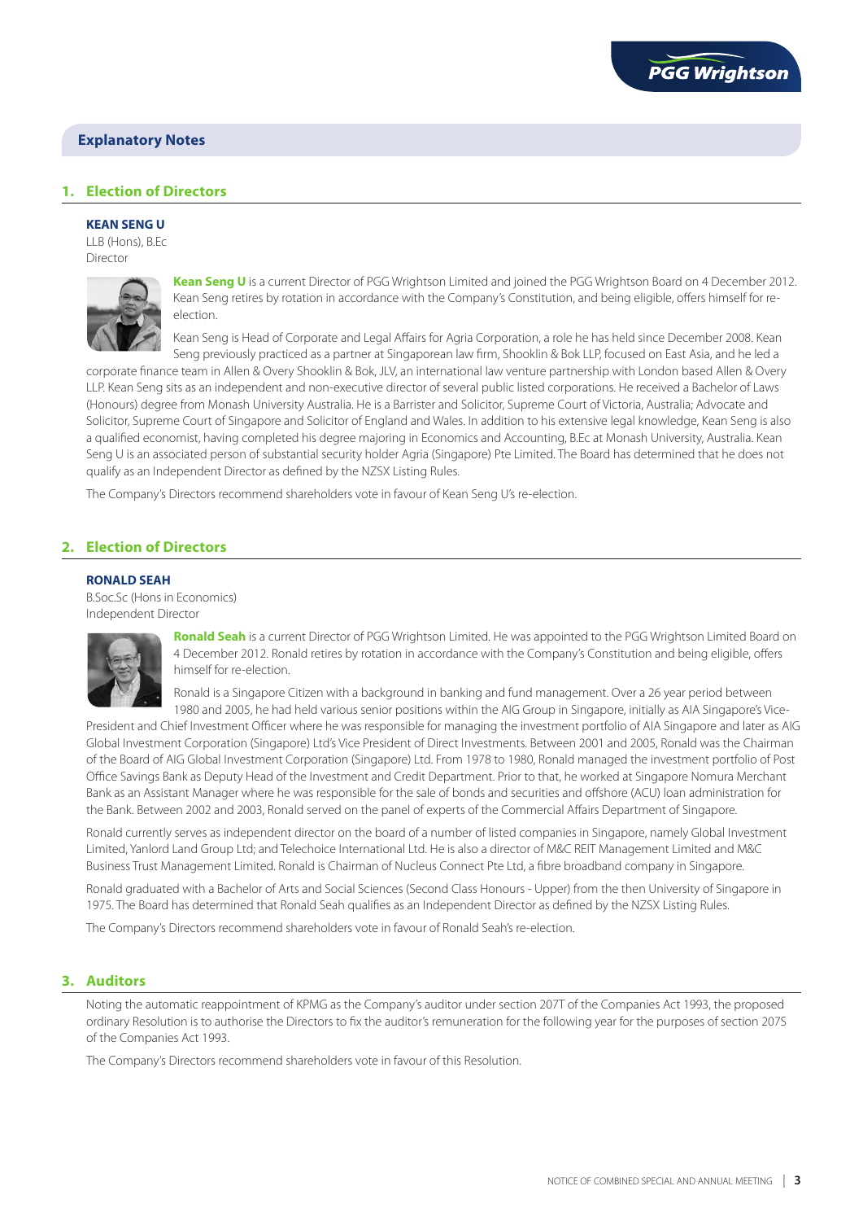## Explanatory Notes

### 1. Election of Directors

**KEAN SENG U**
LLB (Hons), B.Ec
Director

**Kean Seng U** is a current Director of PGG Wrightson Limited and joined the PGG Wrightson Board on 4 December 2012. Kean Seng retires by rotation in accordance with the Company's Constitution, and being eligible, offers himself for re-election.

Kean Seng is Head of Corporate and Legal Affairs for Agria Corporation, a role he has held since December 2008. Kean Seng previously practiced as a partner at Singaporean law firm, Shooklin & Bok LLP, focused on East Asia, and he led a corporate finance team in Allen & Overy Shooklin & Bok, JLV, an international law venture partnership with London based Allen & Overy LLP. Kean Seng sits as an independent and non-executive director of several public listed corporations. He received a Bachelor of Laws (Honours) degree from Monash University Australia. He is a Barrister and Solicitor, Supreme Court of Victoria, Australia; Advocate and Solicitor, Supreme Court of Singapore and Solicitor of England and Wales. In addition to his extensive legal knowledge, Kean Seng is also a qualified economist, having completed his degree majoring in Economics and Accounting, B.Ec at Monash University, Australia. Kean Seng U is an associated person of substantial security holder Agria (Singapore) Pte Limited. The Board has determined that he does not qualify as an Independent Director as defined by the NZSX Listing Rules.

The Company's Directors recommend shareholders vote in favour of Kean Seng U's re-election.

### 2. Election of Directors

**RONALD SEAH**
B.Soc.Sc (Hons in Economics)
Independent Director

**Ronald Seah** is a current Director of PGG Wrightson Limited. He was appointed to the PGG Wrightson Limited Board on 4 December 2012. Ronald retires by rotation in accordance with the Company's Constitution and being eligible, offers himself for re-election.

Ronald is a Singapore Citizen with a background in banking and fund management. Over a 26 year period between 1980 and 2005, he had held various senior positions within the AIG Group in Singapore, initially as AIA Singapore's Vice-President and Chief Investment Officer where he was responsible for managing the investment portfolio of AIA Singapore and later as AIG Global Investment Corporation (Singapore) Ltd's Vice President of Direct Investments. Between 2001 and 2005, Ronald was the Chairman of the Board of AIG Global Investment Corporation (Singapore) Ltd. From 1978 to 1980, Ronald managed the investment portfolio of Post Office Savings Bank as Deputy Head of the Investment and Credit Department. Prior to that, he worked at Singapore Nomura Merchant Bank as an Assistant Manager where he was responsible for the sale of bonds and securities and offshore (ACU) loan administration for the Bank. Between 2002 and 2003, Ronald served on the panel of experts of the Commercial Affairs Department of Singapore.

Ronald currently serves as independent director on the board of a number of listed companies in Singapore, namely Global Investment Limited, Yanlord Land Group Ltd; and Telechoice International Ltd. He is also a director of M&C REIT Management Limited and M&C Business Trust Management Limited. Ronald is Chairman of Nucleus Connect Pte Ltd, a fibre broadband company in Singapore.

Ronald graduated with a Bachelor of Arts and Social Sciences (Second Class Honours - Upper) from the then University of Singapore in 1975. The Board has determined that Ronald Seah qualifies as an Independent Director as defined by the NZSX Listing Rules.

The Company's Directors recommend shareholders vote in favour of Ronald Seah's re-election.

### 3. Auditors

Noting the automatic reappointment of KPMG as the Company's auditor under section 207T of the Companies Act 1993, the proposed ordinary Resolution is to authorise the Directors to fix the auditor's remuneration for the following year for the purposes of section 207S of the Companies Act 1993.

The Company's Directors recommend shareholders vote in favour of this Resolution.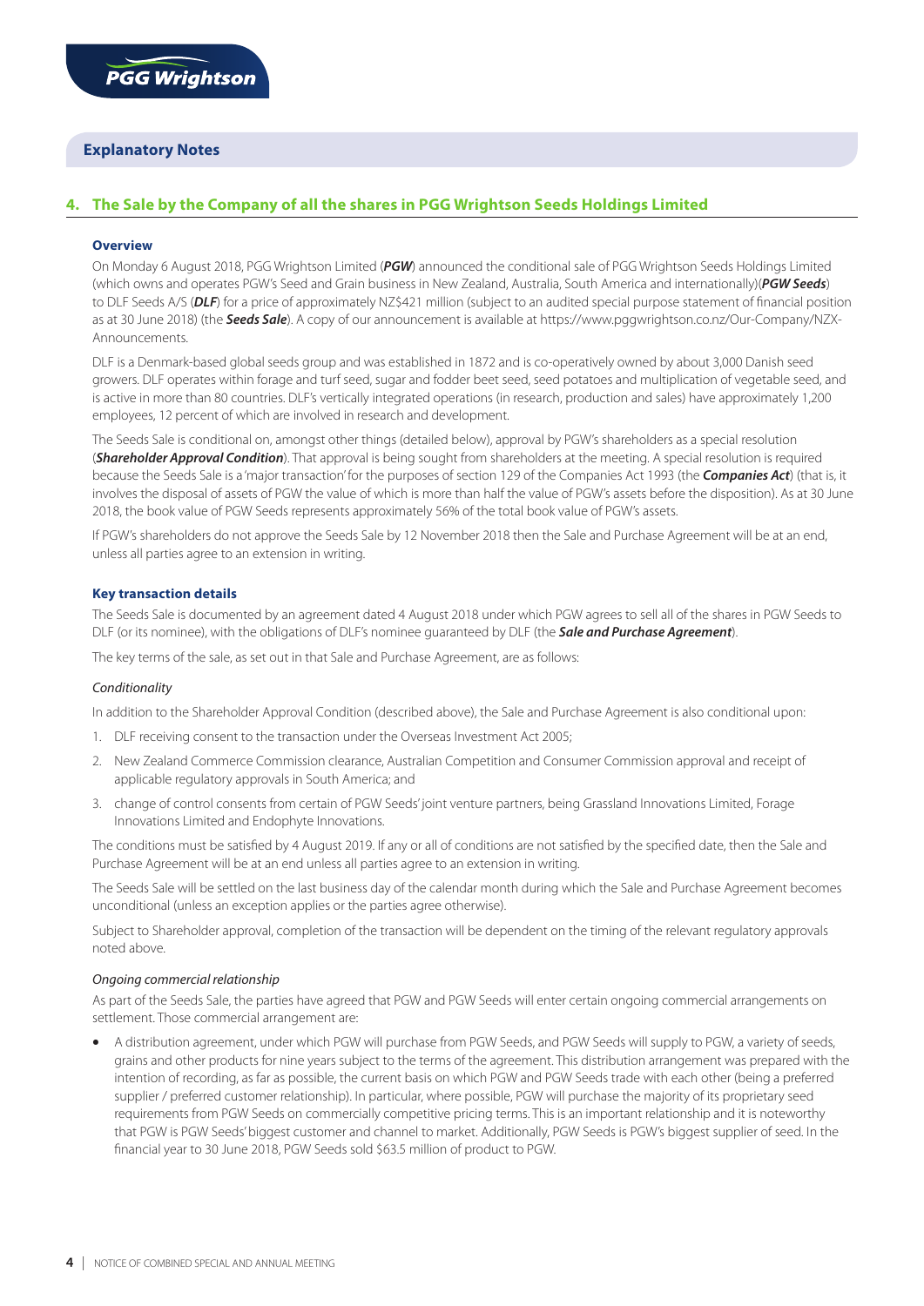## Explanatory Notes

### 4. The Sale by the Company of all the shares in PGG Wrightson Seeds Holdings Limited

**Overview**

On Monday 6 August 2018, PGG Wrightson Limited (***PGW***) announced the conditional sale of PGG Wrightson Seeds Holdings Limited (which owns and operates PGW's Seed and Grain business in New Zealand, Australia, South America and internationally)(***PGW Seeds***) to DLF Seeds A/S (***DLF***) for a price of approximately NZ$421 million (subject to an audited special purpose statement of financial position as at 30 June 2018) (the ***Seeds Sale***). A copy of our announcement is available at https://www.pggwrightson.co.nz/Our-Company/NZX-Announcements.

DLF is a Denmark-based global seeds group and was established in 1872 and is co-operatively owned by about 3,000 Danish seed growers. DLF operates within forage and turf seed, sugar and fodder beet seed, seed potatoes and multiplication of vegetable seed, and is active in more than 80 countries. DLF's vertically integrated operations (in research, production and sales) have approximately 1,200 employees, 12 percent of which are involved in research and development.

The Seeds Sale is conditional on, amongst other things (detailed below), approval by PGW's shareholders as a special resolution (***Shareholder Approval Condition***). That approval is being sought from shareholders at the meeting. A special resolution is required because the Seeds Sale is a 'major transaction' for the purposes of section 129 of the Companies Act 1993 (the ***Companies Act***) (that is, it involves the disposal of assets of PGW the value of which is more than half the value of PGW's assets before the disposition). As at 30 June 2018, the book value of PGW Seeds represents approximately 56% of the total book value of PGW's assets.

If PGW's shareholders do not approve the Seeds Sale by 12 November 2018 then the Sale and Purchase Agreement will be at an end, unless all parties agree to an extension in writing.

**Key transaction details**

The Seeds Sale is documented by an agreement dated 4 August 2018 under which PGW agrees to sell all of the shares in PGW Seeds to DLF (or its nominee), with the obligations of DLF's nominee guaranteed by DLF (the ***Sale and Purchase Agreement***).

The key terms of the sale, as set out in that Sale and Purchase Agreement, are as follows:

*Conditionality*

In addition to the Shareholder Approval Condition (described above), the Sale and Purchase Agreement is also conditional upon:

1. DLF receiving consent to the transaction under the Overseas Investment Act 2005;
2. New Zealand Commerce Commission clearance, Australian Competition and Consumer Commission approval and receipt of applicable regulatory approvals in South America; and
3. change of control consents from certain of PGW Seeds' joint venture partners, being Grassland Innovations Limited, Forage Innovations Limited and Endophyte Innovations.

The conditions must be satisfied by 4 August 2019. If any or all of conditions are not satisfied by the specified date, then the Sale and Purchase Agreement will be at an end unless all parties agree to an extension in writing.

The Seeds Sale will be settled on the last business day of the calendar month during which the Sale and Purchase Agreement becomes unconditional (unless an exception applies or the parties agree otherwise).

Subject to Shareholder approval, completion of the transaction will be dependent on the timing of the relevant regulatory approvals noted above.

*Ongoing commercial relationship*

As part of the Seeds Sale, the parties have agreed that PGW and PGW Seeds will enter certain ongoing commercial arrangements on settlement. Those commercial arrangement are:

- A distribution agreement, under which PGW will purchase from PGW Seeds, and PGW Seeds will supply to PGW, a variety of seeds, grains and other products for nine years subject to the terms of the agreement. This distribution arrangement was prepared with the intention of recording, as far as possible, the current basis on which PGW and PGW Seeds trade with each other (being a preferred supplier / preferred customer relationship). In particular, where possible, PGW will purchase the majority of its proprietary seed requirements from PGW Seeds on commercially competitive pricing terms. This is an important relationship and it is noteworthy that PGW is PGW Seeds' biggest customer and channel to market. Additionally, PGW Seeds is PGW's biggest supplier of seed. In the financial year to 30 June 2018, PGW Seeds sold $63.5 million of product to PGW.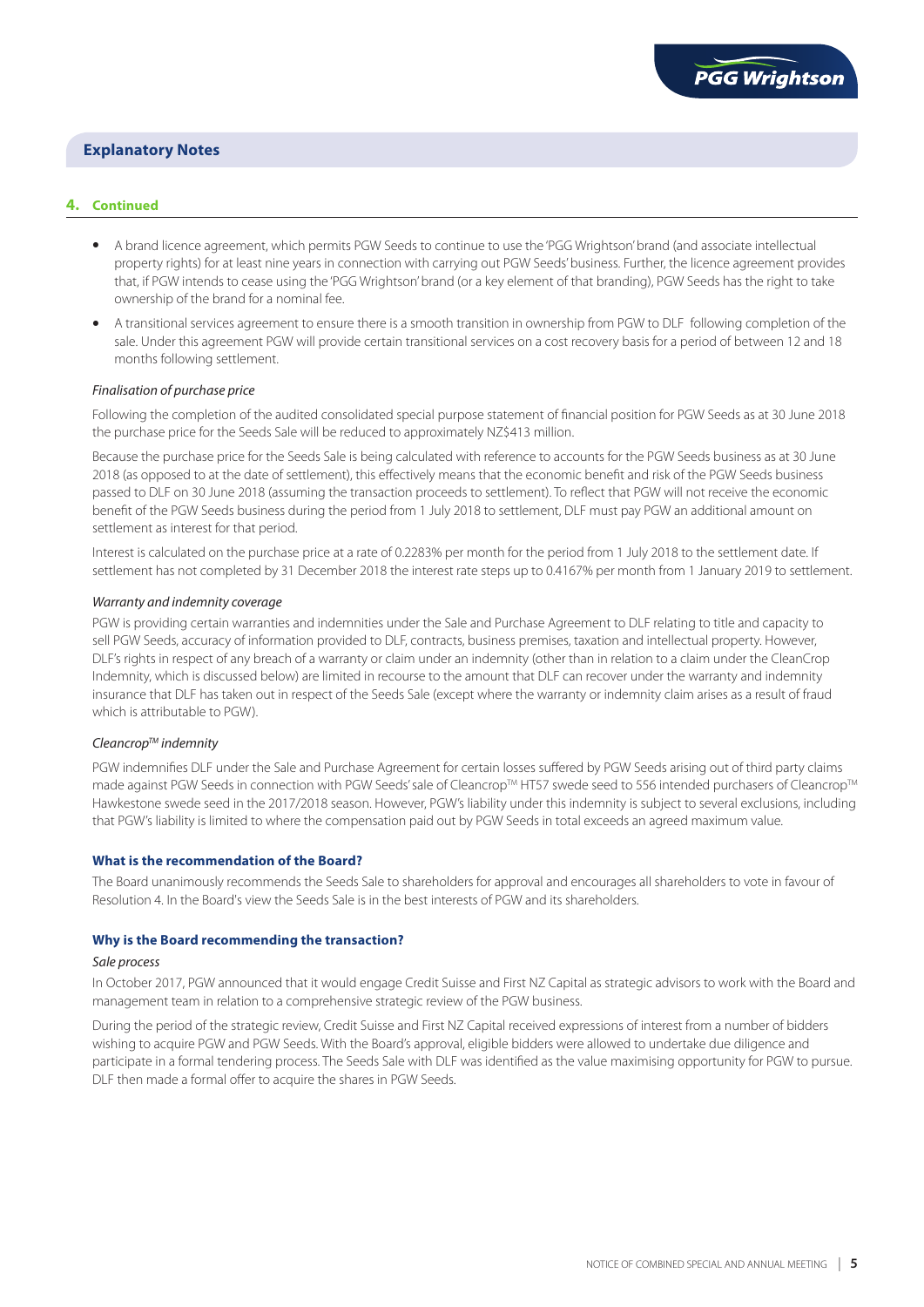## Explanatory Notes

### 4. Continued

- A brand licence agreement, which permits PGW Seeds to continue to use the 'PGG Wrightson' brand (and associate intellectual property rights) for at least nine years in connection with carrying out PGW Seeds' business. Further, the licence agreement provides that, if PGW intends to cease using the 'PGG Wrightson' brand (or a key element of that branding), PGW Seeds has the right to take ownership of the brand for a nominal fee.
- A transitional services agreement to ensure there is a smooth transition in ownership from PGW to DLF following completion of the sale. Under this agreement PGW will provide certain transitional services on a cost recovery basis for a period of between 12 and 18 months following settlement.

*Finalisation of purchase price*

Following the completion of the audited consolidated special purpose statement of financial position for PGW Seeds as at 30 June 2018 the purchase price for the Seeds Sale will be reduced to approximately NZ$413 million.

Because the purchase price for the Seeds Sale is being calculated with reference to accounts for the PGW Seeds business as at 30 June 2018 (as opposed to at the date of settlement), this effectively means that the economic benefit and risk of the PGW Seeds business passed to DLF on 30 June 2018 (assuming the transaction proceeds to settlement). To reflect that PGW will not receive the economic benefit of the PGW Seeds business during the period from 1 July 2018 to settlement, DLF must pay PGW an additional amount on settlement as interest for that period.

Interest is calculated on the purchase price at a rate of 0.2283% per month for the period from 1 July 2018 to the settlement date. If settlement has not completed by 31 December 2018 the interest rate steps up to 0.4167% per month from 1 January 2019 to settlement.

*Warranty and indemnity coverage*

PGW is providing certain warranties and indemnities under the Sale and Purchase Agreement to DLF relating to title and capacity to sell PGW Seeds, accuracy of information provided to DLF, contracts, business premises, taxation and intellectual property. However, DLF's rights in respect of any breach of a warranty or claim under an indemnity (other than in relation to a claim under the CleanCrop Indemnity, which is discussed below) are limited in recourse to the amount that DLF can recover under the warranty and indemnity insurance that DLF has taken out in respect of the Seeds Sale (except where the warranty or indemnity claim arises as a result of fraud which is attributable to PGW).

*Cleancrop™ indemnity*

PGW indemnifies DLF under the Sale and Purchase Agreement for certain losses suffered by PGW Seeds arising out of third party claims made against PGW Seeds in connection with PGW Seeds' sale of Cleancrop™ HT57 swede seed to 556 intended purchasers of Cleancrop™ Hawkestone swede seed in the 2017/2018 season. However, PGW's liability under this indemnity is subject to several exclusions, including that PGW's liability is limited to where the compensation paid out by PGW Seeds in total exceeds an agreed maximum value.

**What is the recommendation of the Board?**

The Board unanimously recommends the Seeds Sale to shareholders for approval and encourages all shareholders to vote in favour of Resolution 4. In the Board's view the Seeds Sale is in the best interests of PGW and its shareholders.

**Why is the Board recommending the transaction?**

*Sale process*

In October 2017, PGW announced that it would engage Credit Suisse and First NZ Capital as strategic advisors to work with the Board and management team in relation to a comprehensive strategic review of the PGW business.

During the period of the strategic review, Credit Suisse and First NZ Capital received expressions of interest from a number of bidders wishing to acquire PGW and PGW Seeds. With the Board's approval, eligible bidders were allowed to undertake due diligence and participate in a formal tendering process. The Seeds Sale with DLF was identified as the value maximising opportunity for PGW to pursue. DLF then made a formal offer to acquire the shares in PGW Seeds.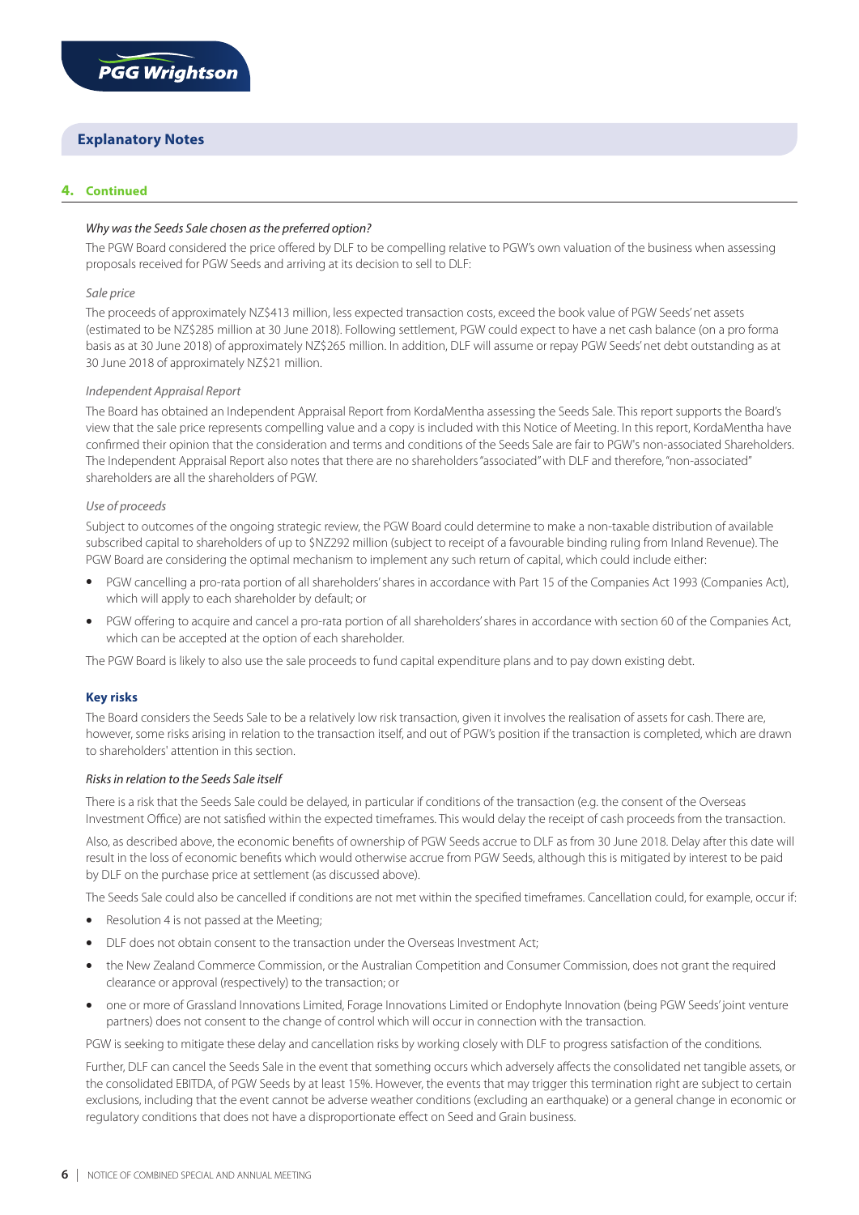## Explanatory Notes

### 4. Continued

*Why was the Seeds Sale chosen as the preferred option?*

The PGW Board considered the price offered by DLF to be compelling relative to PGW's own valuation of the business when assessing proposals received for PGW Seeds and arriving at its decision to sell to DLF:

*Sale price*

The proceeds of approximately NZ$413 million, less expected transaction costs, exceed the book value of PGW Seeds' net assets (estimated to be NZ$285 million at 30 June 2018). Following settlement, PGW could expect to have a net cash balance (on a pro forma basis as at 30 June 2018) of approximately NZ$265 million. In addition, DLF will assume or repay PGW Seeds' net debt outstanding as at 30 June 2018 of approximately NZ$21 million.

*Independent Appraisal Report*

The Board has obtained an Independent Appraisal Report from KordaMentha assessing the Seeds Sale. This report supports the Board's view that the sale price represents compelling value and a copy is included with this Notice of Meeting. In this report, KordaMentha have confirmed their opinion that the consideration and terms and conditions of the Seeds Sale are fair to PGW's non-associated Shareholders. The Independent Appraisal Report also notes that there are no shareholders "associated" with DLF and therefore, "non-associated" shareholders are all the shareholders of PGW.

*Use of proceeds*

Subject to outcomes of the ongoing strategic review, the PGW Board could determine to make a non-taxable distribution of available subscribed capital to shareholders of up to $NZ292 million (subject to receipt of a favourable binding ruling from Inland Revenue). The PGW Board are considering the optimal mechanism to implement any such return of capital, which could include either:

- PGW cancelling a pro-rata portion of all shareholders' shares in accordance with Part 15 of the Companies Act 1993 (Companies Act), which will apply to each shareholder by default; or
- PGW offering to acquire and cancel a pro-rata portion of all shareholders' shares in accordance with section 60 of the Companies Act, which can be accepted at the option of each shareholder.

The PGW Board is likely to also use the sale proceeds to fund capital expenditure plans and to pay down existing debt.

**Key risks**

The Board considers the Seeds Sale to be a relatively low risk transaction, given it involves the realisation of assets for cash. There are, however, some risks arising in relation to the transaction itself, and out of PGW's position if the transaction is completed, which are drawn to shareholders' attention in this section.

*Risks in relation to the Seeds Sale itself*

There is a risk that the Seeds Sale could be delayed, in particular if conditions of the transaction (e.g. the consent of the Overseas Investment Office) are not satisfied within the expected timeframes. This would delay the receipt of cash proceeds from the transaction.

Also, as described above, the economic benefits of ownership of PGW Seeds accrue to DLF as from 30 June 2018. Delay after this date will result in the loss of economic benefits which would otherwise accrue from PGW Seeds, although this is mitigated by interest to be paid by DLF on the purchase price at settlement (as discussed above).

The Seeds Sale could also be cancelled if conditions are not met within the specified timeframes. Cancellation could, for example, occur if:

- Resolution 4 is not passed at the Meeting;
- DLF does not obtain consent to the transaction under the Overseas Investment Act;
- the New Zealand Commerce Commission, or the Australian Competition and Consumer Commission, does not grant the required clearance or approval (respectively) to the transaction; or
- one or more of Grassland Innovations Limited, Forage Innovations Limited or Endophyte Innovation (being PGW Seeds' joint venture partners) does not consent to the change of control which will occur in connection with the transaction.

PGW is seeking to mitigate these delay and cancellation risks by working closely with DLF to progress satisfaction of the conditions.

Further, DLF can cancel the Seeds Sale in the event that something occurs which adversely affects the consolidated net tangible assets, or the consolidated EBITDA, of PGW Seeds by at least 15%. However, the events that may trigger this termination right are subject to certain exclusions, including that the event cannot be adverse weather conditions (excluding an earthquake) or a general change in economic or regulatory conditions that does not have a disproportionate effect on Seed and Grain business.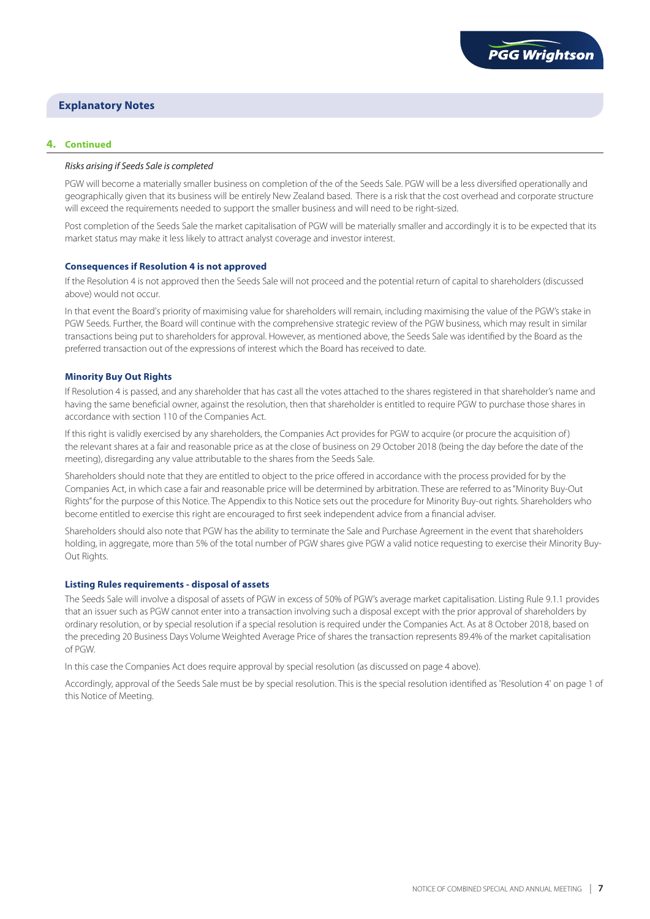## Explanatory Notes

### 4. Continued

*Risks arising if Seeds Sale is completed*

PGW will become a materially smaller business on completion of the of the Seeds Sale. PGW will be a less diversified operationally and geographically given that its business will be entirely New Zealand based. There is a risk that the cost overhead and corporate structure will exceed the requirements needed to support the smaller business and will need to be right-sized.

Post completion of the Seeds Sale the market capitalisation of PGW will be materially smaller and accordingly it is to be expected that its market status may make it less likely to attract analyst coverage and investor interest.

#### Consequences if Resolution 4 is not approved

If the Resolution 4 is not approved then the Seeds Sale will not proceed and the potential return of capital to shareholders (discussed above) would not occur.

In that event the Board's priority of maximising value for shareholders will remain, including maximising the value of the PGW's stake in PGW Seeds. Further, the Board will continue with the comprehensive strategic review of the PGW business, which may result in similar transactions being put to shareholders for approval. However, as mentioned above, the Seeds Sale was identified by the Board as the preferred transaction out of the expressions of interest which the Board has received to date.

#### Minority Buy Out Rights

If Resolution 4 is passed, and any shareholder that has cast all the votes attached to the shares registered in that shareholder's name and having the same beneficial owner, against the resolution, then that shareholder is entitled to require PGW to purchase those shares in accordance with section 110 of the Companies Act.

If this right is validly exercised by any shareholders, the Companies Act provides for PGW to acquire (or procure the acquisition of) the relevant shares at a fair and reasonable price as at the close of business on 29 October 2018 (being the day before the date of the meeting), disregarding any value attributable to the shares from the Seeds Sale.

Shareholders should note that they are entitled to object to the price offered in accordance with the process provided for by the Companies Act, in which case a fair and reasonable price will be determined by arbitration. These are referred to as "Minority Buy-Out Rights" for the purpose of this Notice. The Appendix to this Notice sets out the procedure for Minority Buy-out rights. Shareholders who become entitled to exercise this right are encouraged to first seek independent advice from a financial adviser.

Shareholders should also note that PGW has the ability to terminate the Sale and Purchase Agreement in the event that shareholders holding, in aggregate, more than 5% of the total number of PGW shares give PGW a valid notice requesting to exercise their Minority Buy-Out Rights.

#### Listing Rules requirements - disposal of assets

The Seeds Sale will involve a disposal of assets of PGW in excess of 50% of PGW's average market capitalisation. Listing Rule 9.1.1 provides that an issuer such as PGW cannot enter into a transaction involving such a disposal except with the prior approval of shareholders by ordinary resolution, or by special resolution if a special resolution is required under the Companies Act. As at 8 October 2018, based on the preceding 20 Business Days Volume Weighted Average Price of shares the transaction represents 89.4% of the market capitalisation of PGW.

In this case the Companies Act does require approval by special resolution (as discussed on page 4 above).

Accordingly, approval of the Seeds Sale must be by special resolution. This is the special resolution identified as 'Resolution 4' on page 1 of this Notice of Meeting.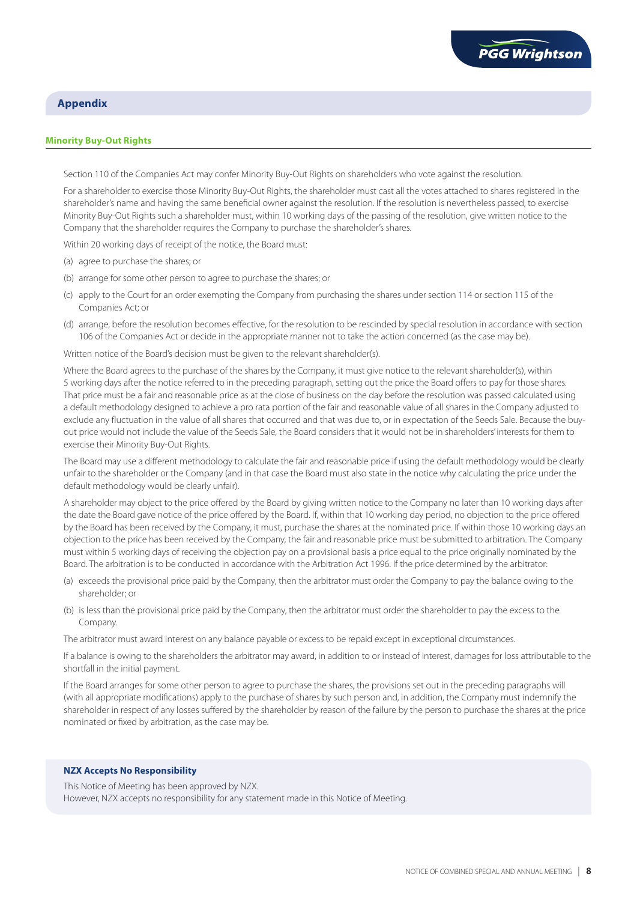## Appendix

### Minority Buy-Out Rights

Section 110 of the Companies Act may confer Minority Buy-Out Rights on shareholders who vote against the resolution.

For a shareholder to exercise those Minority Buy-Out Rights, the shareholder must cast all the votes attached to shares registered in the shareholder's name and having the same beneficial owner against the resolution. If the resolution is nevertheless passed, to exercise Minority Buy-Out Rights such a shareholder must, within 10 working days of the passing of the resolution, give written notice to the Company that the shareholder requires the Company to purchase the shareholder's shares.

Within 20 working days of receipt of the notice, the Board must:

(a) agree to purchase the shares; or

(b) arrange for some other person to agree to purchase the shares; or

(c) apply to the Court for an order exempting the Company from purchasing the shares under section 114 or section 115 of the Companies Act; or

(d) arrange, before the resolution becomes effective, for the resolution to be rescinded by special resolution in accordance with section 106 of the Companies Act or decide in the appropriate manner not to take the action concerned (as the case may be).

Written notice of the Board's decision must be given to the relevant shareholder(s).

Where the Board agrees to the purchase of the shares by the Company, it must give notice to the relevant shareholder(s), within 5 working days after the notice referred to in the preceding paragraph, setting out the price the Board offers to pay for those shares. That price must be a fair and reasonable price as at the close of business on the day before the resolution was passed calculated using a default methodology designed to achieve a pro rata portion of the fair and reasonable value of all shares in the Company adjusted to exclude any fluctuation in the value of all shares that occurred and that was due to, or in expectation of the Seeds Sale. Because the buy-out price would not include the value of the Seeds Sale, the Board considers that it would not be in shareholders' interests for them to exercise their Minority Buy-Out Rights.

The Board may use a different methodology to calculate the fair and reasonable price if using the default methodology would be clearly unfair to the shareholder or the Company (and in that case the Board must also state in the notice why calculating the price under the default methodology would be clearly unfair).

A shareholder may object to the price offered by the Board by giving written notice to the Company no later than 10 working days after the date the Board gave notice of the price offered by the Board. If, within that 10 working day period, no objection to the price offered by the Board has been received by the Company, it must, purchase the shares at the nominated price. If within those 10 working days an objection to the price has been received by the Company, the fair and reasonable price must be submitted to arbitration. The Company must within 5 working days of receiving the objection pay on a provisional basis a price equal to the price originally nominated by the Board. The arbitration is to be conducted in accordance with the Arbitration Act 1996. If the price determined by the arbitrator:

(a) exceeds the provisional price paid by the Company, then the arbitrator must order the Company to pay the balance owing to the shareholder; or

(b) is less than the provisional price paid by the Company, then the arbitrator must order the shareholder to pay the excess to the Company.

The arbitrator must award interest on any balance payable or excess to be repaid except in exceptional circumstances.

If a balance is owing to the shareholders the arbitrator may award, in addition to or instead of interest, damages for loss attributable to the shortfall in the initial payment.

If the Board arranges for some other person to agree to purchase the shares, the provisions set out in the preceding paragraphs will (with all appropriate modifications) apply to the purchase of shares by such person and, in addition, the Company must indemnify the shareholder in respect of any losses suffered by the shareholder by reason of the failure by the person to purchase the shares at the price nominated or fixed by arbitration, as the case may be.

**NZX Accepts No Responsibility**

This Notice of Meeting has been approved by NZX.
However, NZX accepts no responsibility for any statement made in this Notice of Meeting.